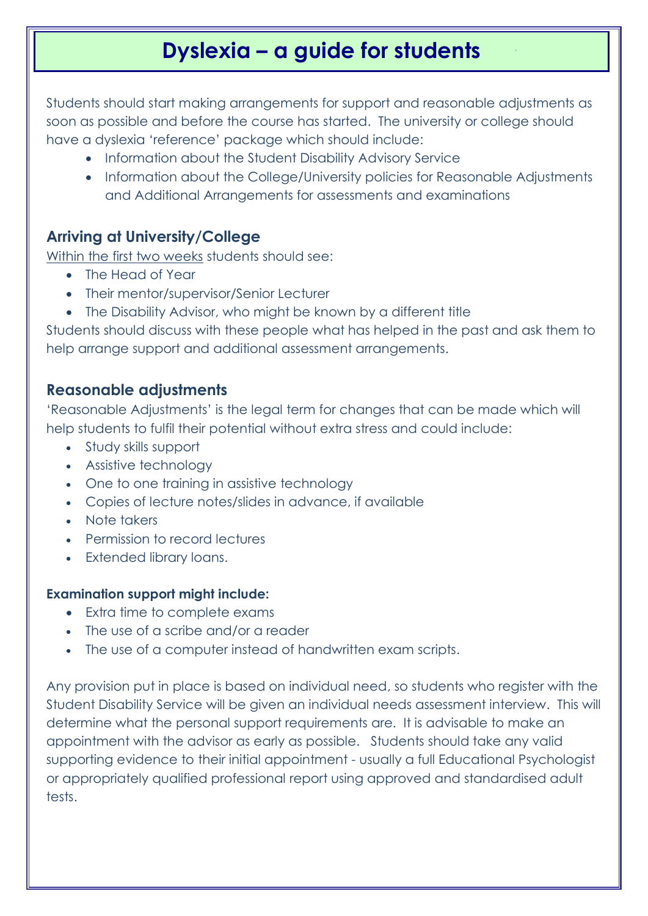# Dyslexia – a guide for students

Students should start making arrangements for support and reasonable adjustments as soon as possible and before the course has started. The university or college should have a dyslexia 'reference' package which should include:

- Information about the Student Disability Advisory Service
- Information about the College/University policies for Reasonable Adjustments and Additional Arrangements for assessments and examinations

## Arriving at University/College

<u>Within the first two weeks</u> students should see:

- The Head of Year
- Their mentor/supervisor/Senior Lecturer
- The Disability Advisor, who might be known by a different title

Students should discuss with these people what has helped in the past and ask them to help arrange support and additional assessment arrangements.

## Reasonable adjustments

'Reasonable Adjustments' is the legal term for changes that can be made which will help students to fulfil their potential without extra stress and could include:

- Study skills support
- Assistive technology
- One to one training in assistive technology
- Copies of lecture notes/slides in advance, if available
- Note takers
- Permission to record lectures
- Extended library loans.

### Examination support might include:

- Extra time to complete exams
- The use of a scribe and/or a reader
- The use of a computer instead of handwritten exam scripts.

Any provision put in place is based on individual need, so students who register with the Student Disability Service will be given an individual needs assessment interview. This will determine what the personal support requirements are. It is advisable to make an appointment with the advisor as early as possible. Students should take any valid supporting evidence to their initial appointment - usually a full Educational Psychologist or appropriately qualified professional report using approved and standardised adult tests.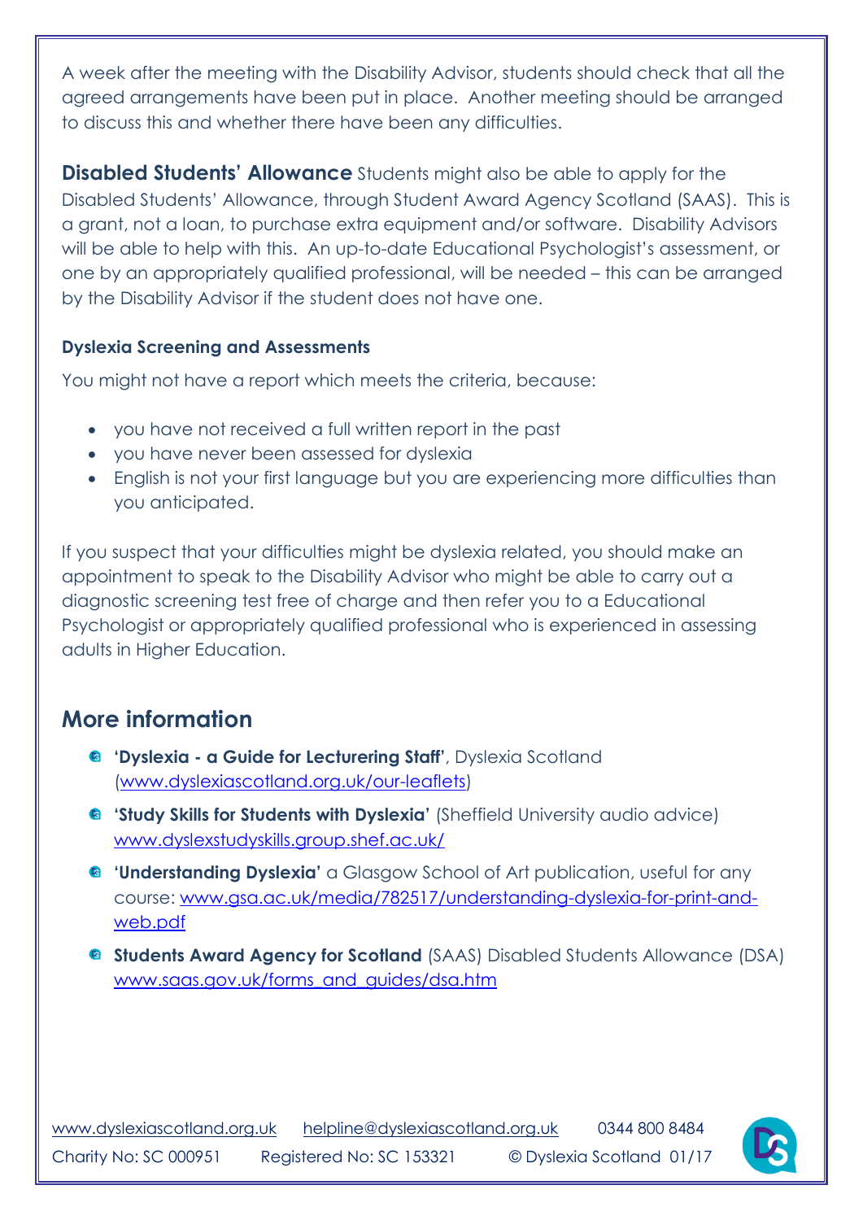A week after the meeting with the Disability Advisor, students should check that all the agreed arrangements have been put in place. Another meeting should be arranged to discuss this and whether there have been any difficulties.

**Disabled Students' Allowance** Students might also be able to apply for the Disabled Students' Allowance, through Student Award Agency Scotland (SAAS). This is a grant, not a loan, to purchase extra equipment and/or software. Disability Advisors will be able to help with this. An up-to-date Educational Psychologist's assessment, or one by an appropriately qualified professional, will be needed – this can be arranged by the Disability Advisor if the student does not have one.

### Dyslexia Screening and Assessments

You might not have a report which meets the criteria, because:

- you have not received a full written report in the past
- you have never been assessed for dyslexia
- English is not your first language but you are experiencing more difficulties than you anticipated.

If you suspect that your difficulties might be dyslexia related, you should make an appointment to speak to the Disability Advisor who might be able to carry out a diagnostic screening test free of charge and then refer you to a Educational Psychologist or appropriately qualified professional who is experienced in assessing adults in Higher Education.

## More information

- **'Dyslexia - a Guide for Lecturering Staff'**, Dyslexia Scotland (www.dyslexiascotland.org.uk/our-leaflets)
- **'Study Skills for Students with Dyslexia'** (Sheffield University audio advice) www.dyslexstudyskills.group.shef.ac.uk/
- **'Understanding Dyslexia'** a Glasgow School of Art publication, useful for any course: www.gsa.ac.uk/media/782517/understanding-dyslexia-for-print-and-web.pdf
- **Students Award Agency for Scotland** (SAAS) Disabled Students Allowance (DSA) www.saas.gov.uk/forms_and_guides/dsa.htm

www.dyslexiascotland.org.uk helpline@dyslexiascotland.org.uk 0344 800 8484
Charity No: SC 000951 Registered No: SC 153321 © Dyslexia Scotland 01/17